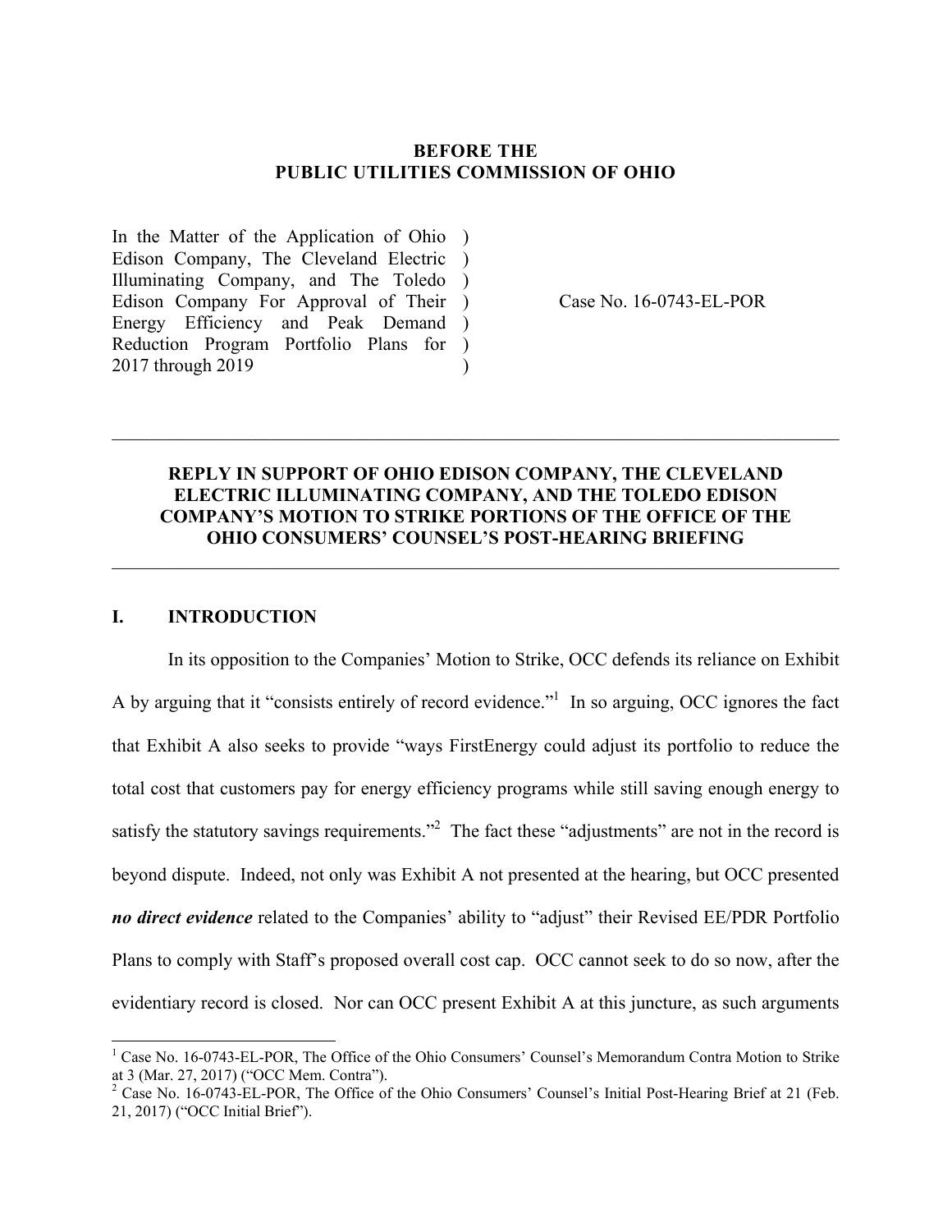**BEFORE THE**
**PUBLIC UTILITIES COMMISSION OF OHIO**

| | | |
|---|---|---|
| In the Matter of the Application of Ohio Edison Company, The Cleveland Electric Illuminating Company, and The Toledo Edison Company For Approval of Their Energy Efficiency and Peak Demand Reduction Program Portfolio Plans for 2017 through 2019 | ) ) ) ) ) ) ) | Case No. 16-0743-EL-POR |

---

**REPLY IN SUPPORT OF OHIO EDISON COMPANY, THE CLEVELAND ELECTRIC ILLUMINATING COMPANY, AND THE TOLEDO EDISON COMPANY'S MOTION TO STRIKE PORTIONS OF THE OFFICE OF THE OHIO CONSUMERS' COUNSEL'S POST-HEARING BRIEFING**

---

## I. INTRODUCTION

In its opposition to the Companies' Motion to Strike, OCC defends its reliance on Exhibit A by arguing that it "consists entirely of record evidence."[1] In so arguing, OCC ignores the fact that Exhibit A also seeks to provide "ways FirstEnergy could adjust its portfolio to reduce the total cost that customers pay for energy efficiency programs while still saving enough energy to satisfy the statutory savings requirements."[2] The fact these "adjustments" are not in the record is beyond dispute. Indeed, not only was Exhibit A not presented at the hearing, but OCC presented ***no direct evidence*** related to the Companies' ability to "adjust" their Revised EE/PDR Portfolio Plans to comply with Staff's proposed overall cost cap. OCC cannot seek to do so now, after the evidentiary record is closed. Nor can OCC present Exhibit A at this juncture, as such arguments

---

[1] Case No. 16-0743-EL-POR, The Office of the Ohio Consumers' Counsel's Memorandum Contra Motion to Strike at 3 (Mar. 27, 2017) ("OCC Mem. Contra").

[2] Case No. 16-0743-EL-POR, The Office of the Ohio Consumers' Counsel's Initial Post-Hearing Brief at 21 (Feb. 21, 2017) ("OCC Initial Brief").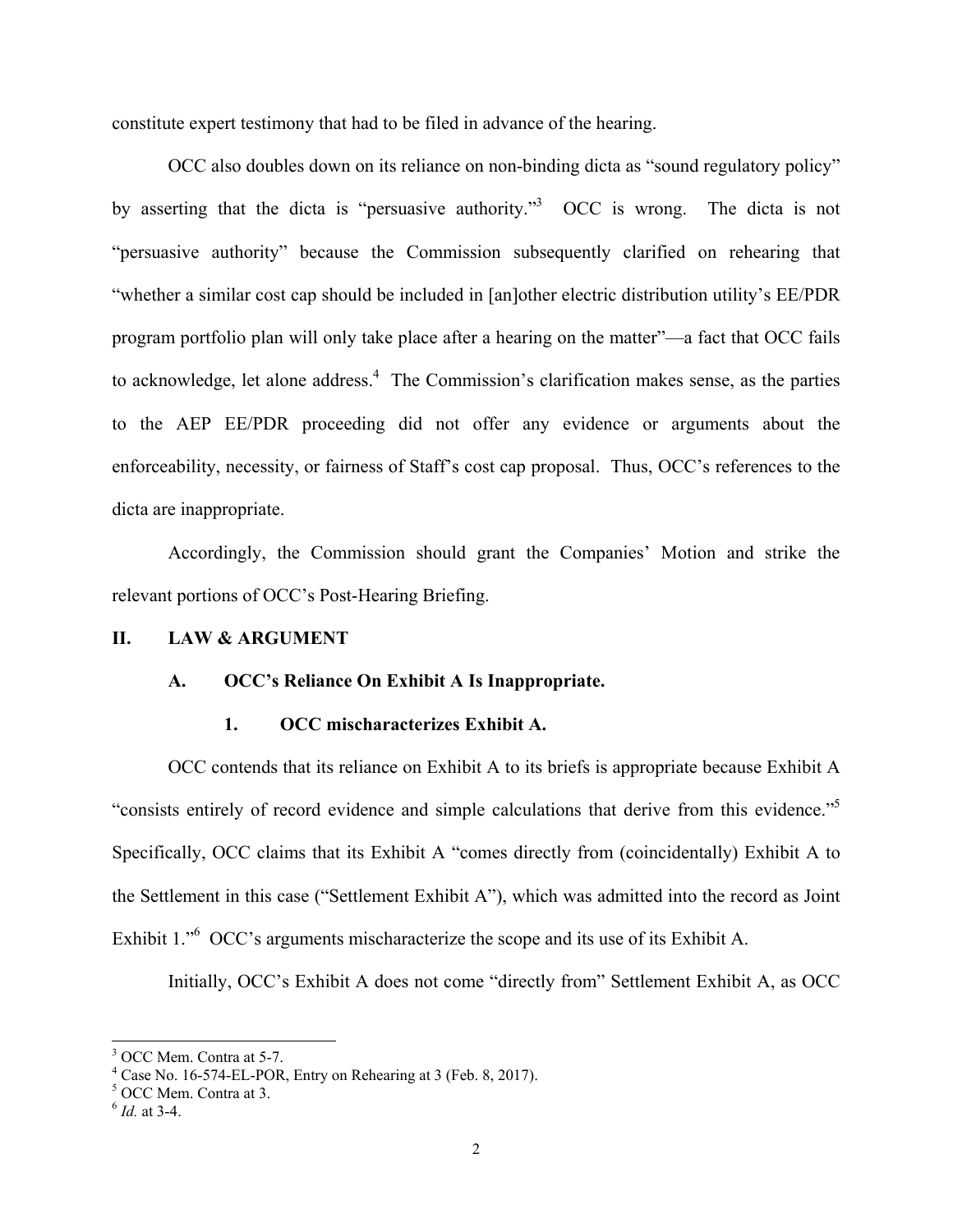constitute expert testimony that had to be filed in advance of the hearing.

OCC also doubles down on its reliance on non-binding dicta as "sound regulatory policy" by asserting that the dicta is "persuasive authority."[3] OCC is wrong. The dicta is not "persuasive authority" because the Commission subsequently clarified on rehearing that "whether a similar cost cap should be included in [an]other electric distribution utility's EE/PDR program portfolio plan will only take place after a hearing on the matter"—a fact that OCC fails to acknowledge, let alone address.[4] The Commission's clarification makes sense, as the parties to the AEP EE/PDR proceeding did not offer any evidence or arguments about the enforceability, necessity, or fairness of Staff's cost cap proposal. Thus, OCC's references to the dicta are inappropriate.

Accordingly, the Commission should grant the Companies' Motion and strike the relevant portions of OCC's Post-Hearing Briefing.

## II. LAW & ARGUMENT

### A. OCC's Reliance On Exhibit A Is Inappropriate.

#### 1. OCC mischaracterizes Exhibit A.

OCC contends that its reliance on Exhibit A to its briefs is appropriate because Exhibit A "consists entirely of record evidence and simple calculations that derive from this evidence."[5] Specifically, OCC claims that its Exhibit A "comes directly from (coincidentally) Exhibit A to the Settlement in this case ("Settlement Exhibit A"), which was admitted into the record as Joint Exhibit 1."[6] OCC's arguments mischaracterize the scope and its use of its Exhibit A.

Initially, OCC's Exhibit A does not come "directly from" Settlement Exhibit A, as OCC

---

[3] OCC Mem. Contra at 5-7.

[4] Case No. 16-574-EL-POR, Entry on Rehearing at 3 (Feb. 8, 2017).

[5] OCC Mem. Contra at 3.

[6] *Id.* at 3-4.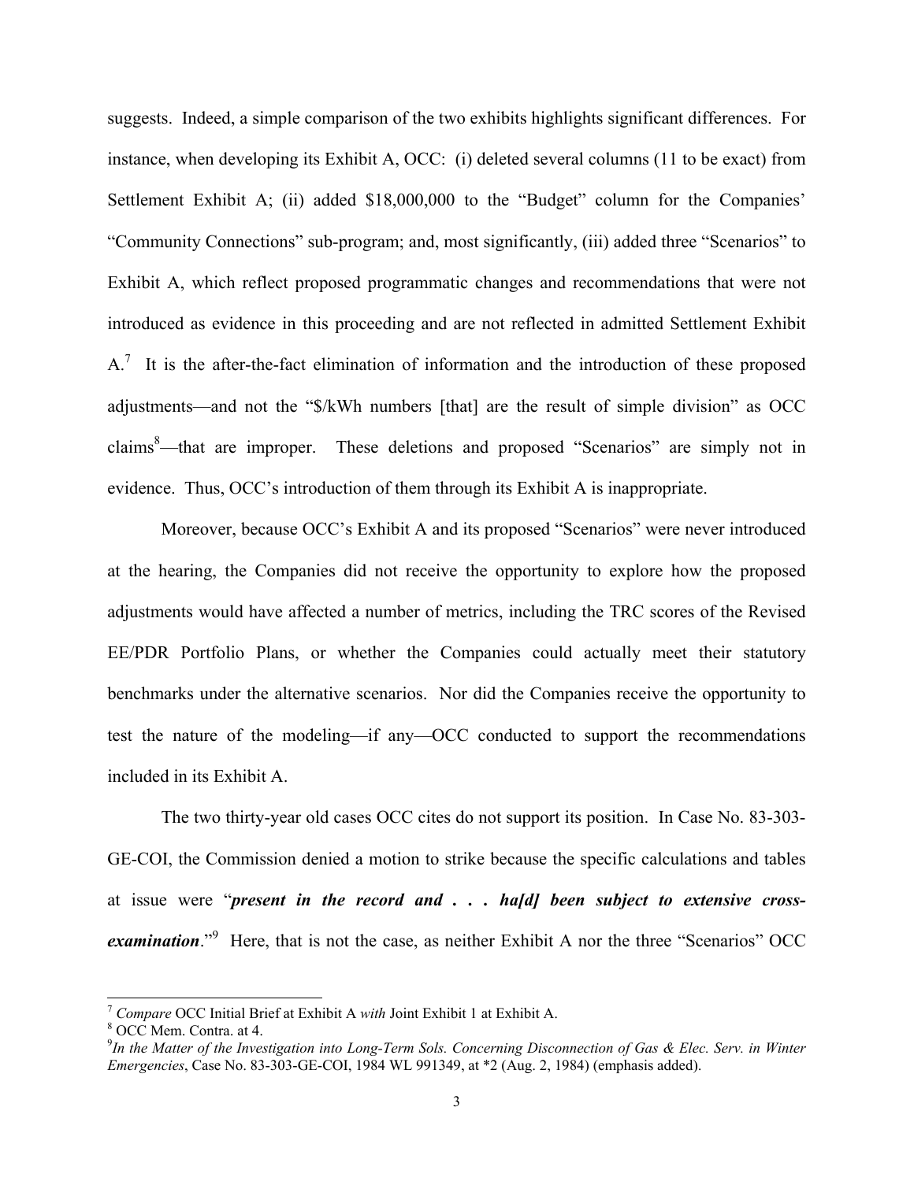suggests. Indeed, a simple comparison of the two exhibits highlights significant differences. For instance, when developing its Exhibit A, OCC: (i) deleted several columns (11 to be exact) from Settlement Exhibit A; (ii) added $18,000,000 to the "Budget" column for the Companies' "Community Connections" sub-program; and, most significantly, (iii) added three "Scenarios" to Exhibit A, which reflect proposed programmatic changes and recommendations that were not introduced as evidence in this proceeding and are not reflected in admitted Settlement Exhibit A.[7] It is the after-the-fact elimination of information and the introduction of these proposed adjustments—and not the "$/kWh numbers [that] are the result of simple division" as OCC claims[8]—that are improper. These deletions and proposed "Scenarios" are simply not in evidence. Thus, OCC's introduction of them through its Exhibit A is inappropriate.

Moreover, because OCC's Exhibit A and its proposed "Scenarios" were never introduced at the hearing, the Companies did not receive the opportunity to explore how the proposed adjustments would have affected a number of metrics, including the TRC scores of the Revised EE/PDR Portfolio Plans, or whether the Companies could actually meet their statutory benchmarks under the alternative scenarios. Nor did the Companies receive the opportunity to test the nature of the modeling—if any—OCC conducted to support the recommendations included in its Exhibit A.

The two thirty-year old cases OCC cites do not support its position. In Case No. 83-303-GE-COI, the Commission denied a motion to strike because the specific calculations and tables at issue were "***present in the record and . . . ha[d] been subject to extensive cross-examination***."[9] Here, that is not the case, as neither Exhibit A nor the three "Scenarios" OCC

---

[7] *Compare* OCC Initial Brief at Exhibit A *with* Joint Exhibit 1 at Exhibit A.

[8] OCC Mem. Contra. at 4.

[9] *In the Matter of the Investigation into Long-Term Sols. Concerning Disconnection of Gas & Elec. Serv. in Winter Emergencies*, Case No. 83-303-GE-COI, 1984 WL 991349, at *2 (Aug. 2, 1984) (emphasis added).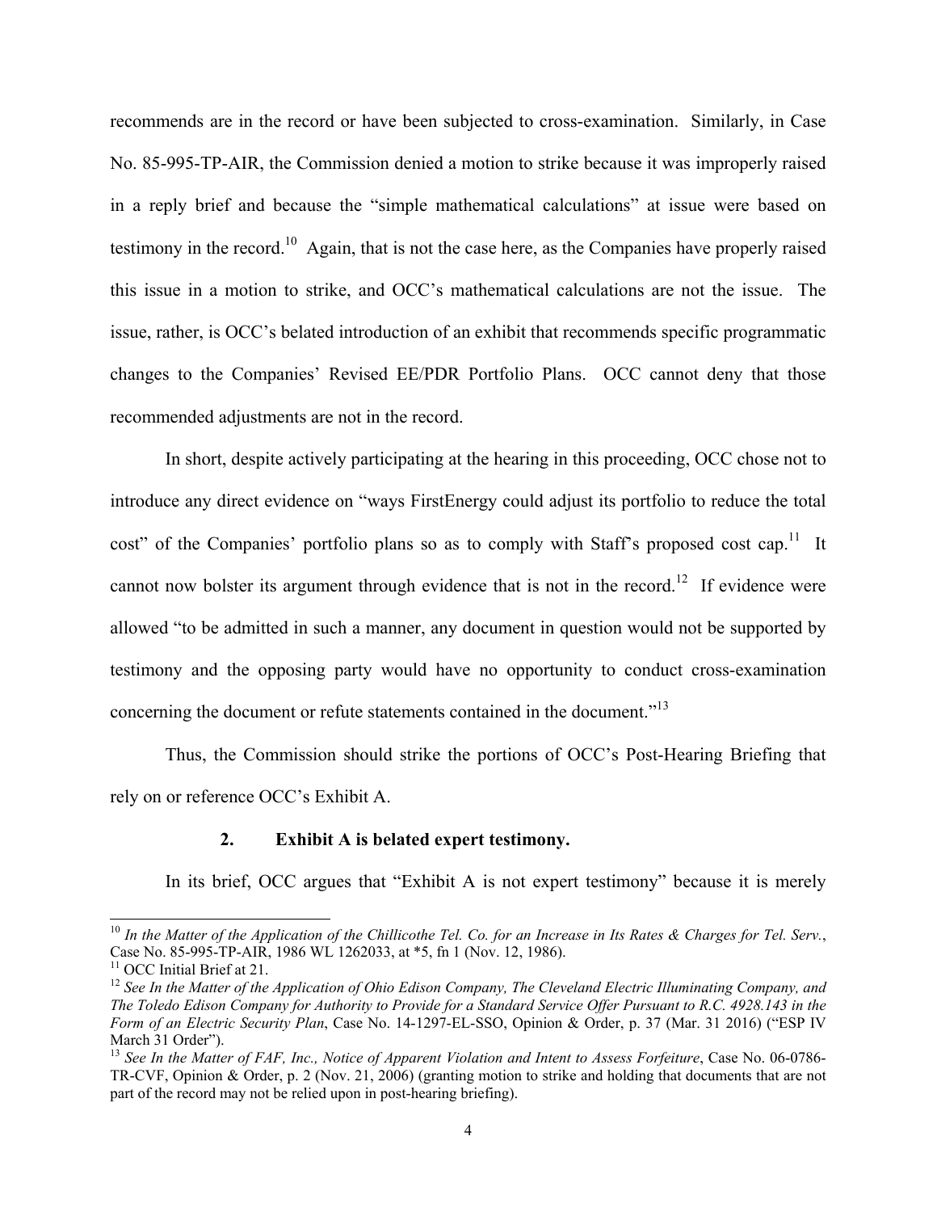recommends are in the record or have been subjected to cross-examination. Similarly, in Case No. 85-995-TP-AIR, the Commission denied a motion to strike because it was improperly raised in a reply brief and because the "simple mathematical calculations" at issue were based on testimony in the record.[10] Again, that is not the case here, as the Companies have properly raised this issue in a motion to strike, and OCC's mathematical calculations are not the issue. The issue, rather, is OCC's belated introduction of an exhibit that recommends specific programmatic changes to the Companies' Revised EE/PDR Portfolio Plans. OCC cannot deny that those recommended adjustments are not in the record.

In short, despite actively participating at the hearing in this proceeding, OCC chose not to introduce any direct evidence on "ways FirstEnergy could adjust its portfolio to reduce the total cost" of the Companies' portfolio plans so as to comply with Staff's proposed cost cap.[11] It cannot now bolster its argument through evidence that is not in the record.[12] If evidence were allowed "to be admitted in such a manner, any document in question would not be supported by testimony and the opposing party would have no opportunity to conduct cross-examination concerning the document or refute statements contained in the document."[13]

Thus, the Commission should strike the portions of OCC's Post-Hearing Briefing that rely on or reference OCC's Exhibit A.

**2. Exhibit A is belated expert testimony.**

In its brief, OCC argues that "Exhibit A is not expert testimony" because it is merely

---

[10] *In the Matter of the Application of the Chillicothe Tel. Co. for an Increase in Its Rates & Charges for Tel. Serv.*, Case No. 85-995-TP-AIR, 1986 WL 1262033, at *5, fn 1 (Nov. 12, 1986).

[11] OCC Initial Brief at 21.

[12] *See In the Matter of the Application of Ohio Edison Company, The Cleveland Electric Illuminating Company, and The Toledo Edison Company for Authority to Provide for a Standard Service Offer Pursuant to R.C. 4928.143 in the Form of an Electric Security Plan*, Case No. 14-1297-EL-SSO, Opinion & Order, p. 37 (Mar. 31 2016) ("ESP IV March 31 Order").

[13] *See In the Matter of FAF, Inc., Notice of Apparent Violation and Intent to Assess Forfeiture*, Case No. 06-0786-TR-CVF, Opinion & Order, p. 2 (Nov. 21, 2006) (granting motion to strike and holding that documents that are not part of the record may not be relied upon in post-hearing briefing).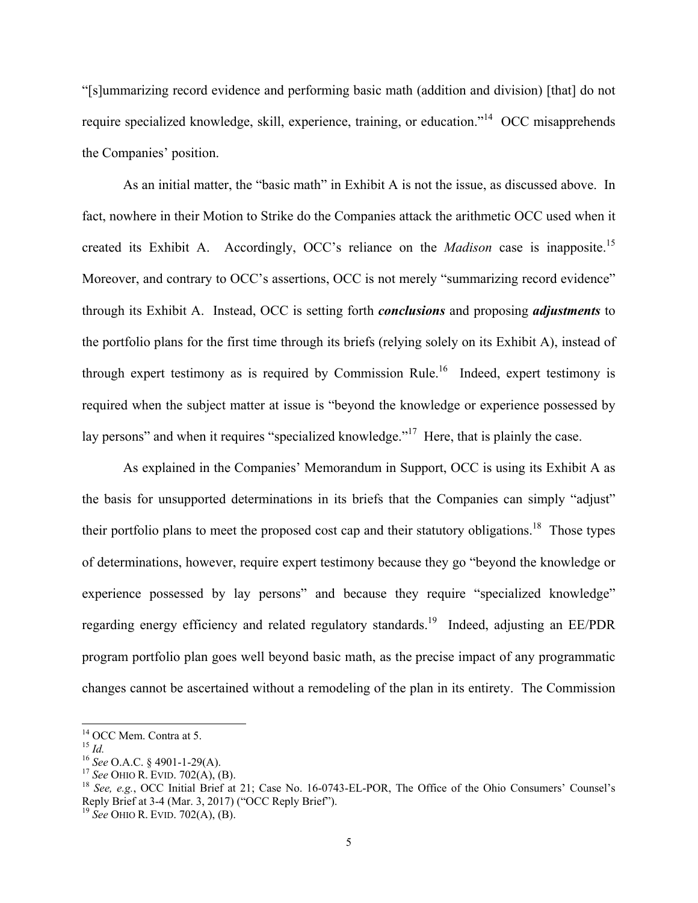"[s]ummarizing record evidence and performing basic math (addition and division) [that] do not require specialized knowledge, skill, experience, training, or education."[14] OCC misapprehends the Companies' position.

As an initial matter, the "basic math" in Exhibit A is not the issue, as discussed above. In fact, nowhere in their Motion to Strike do the Companies attack the arithmetic OCC used when it created its Exhibit A. Accordingly, OCC's reliance on the *Madison* case is inapposite.[15] Moreover, and contrary to OCC's assertions, OCC is not merely "summarizing record evidence" through its Exhibit A. Instead, OCC is setting forth ***conclusions*** and proposing ***adjustments*** to the portfolio plans for the first time through its briefs (relying solely on its Exhibit A), instead of through expert testimony as is required by Commission Rule.[16] Indeed, expert testimony is required when the subject matter at issue is "beyond the knowledge or experience possessed by lay persons" and when it requires "specialized knowledge."[17] Here, that is plainly the case.

As explained in the Companies' Memorandum in Support, OCC is using its Exhibit A as the basis for unsupported determinations in its briefs that the Companies can simply "adjust" their portfolio plans to meet the proposed cost cap and their statutory obligations.[18] Those types of determinations, however, require expert testimony because they go "beyond the knowledge or experience possessed by lay persons" and because they require "specialized knowledge" regarding energy efficiency and related regulatory standards.[19] Indeed, adjusting an EE/PDR program portfolio plan goes well beyond basic math, as the precise impact of any programmatic changes cannot be ascertained without a remodeling of the plan in its entirety. The Commission

---

[14] OCC Mem. Contra at 5.

[15] *Id.*

[16] *See* O.A.C. § 4901-1-29(A).

[17] *See* OHIO R. EVID. 702(A), (B).

[18] *See, e.g.*, OCC Initial Brief at 21; Case No. 16-0743-EL-POR, The Office of the Ohio Consumers' Counsel's Reply Brief at 3-4 (Mar. 3, 2017) ("OCC Reply Brief").

[19] *See* OHIO R. EVID. 702(A), (B).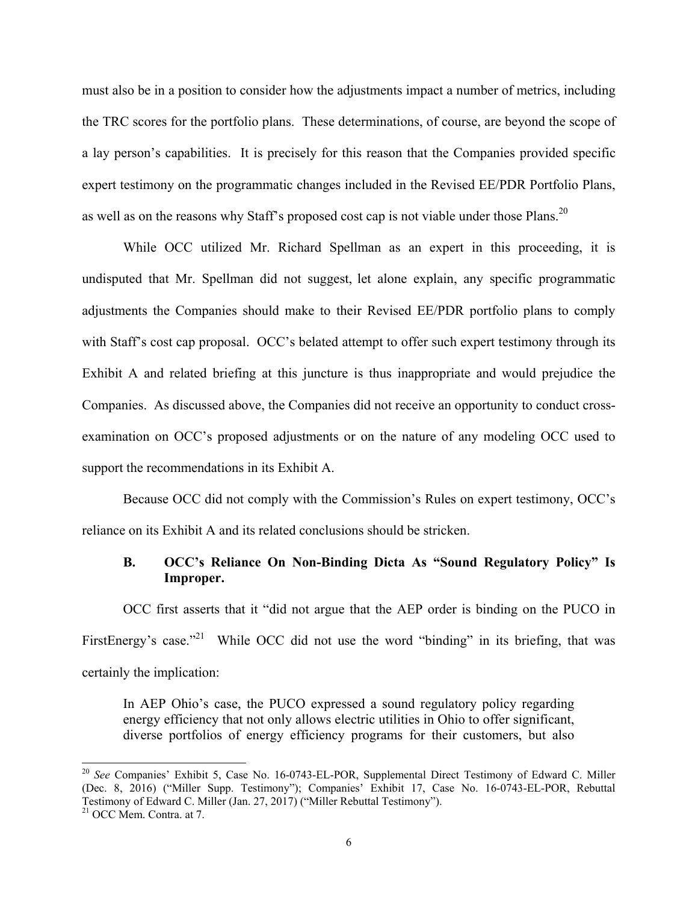must also be in a position to consider how the adjustments impact a number of metrics, including the TRC scores for the portfolio plans. These determinations, of course, are beyond the scope of a lay person's capabilities. It is precisely for this reason that the Companies provided specific expert testimony on the programmatic changes included in the Revised EE/PDR Portfolio Plans, as well as on the reasons why Staff's proposed cost cap is not viable under those Plans.[20]

While OCC utilized Mr. Richard Spellman as an expert in this proceeding, it is undisputed that Mr. Spellman did not suggest, let alone explain, any specific programmatic adjustments the Companies should make to their Revised EE/PDR portfolio plans to comply with Staff's cost cap proposal. OCC's belated attempt to offer such expert testimony through its Exhibit A and related briefing at this juncture is thus inappropriate and would prejudice the Companies. As discussed above, the Companies did not receive an opportunity to conduct cross-examination on OCC's proposed adjustments or on the nature of any modeling OCC used to support the recommendations in its Exhibit A.

Because OCC did not comply with the Commission's Rules on expert testimony, OCC's reliance on its Exhibit A and its related conclusions should be stricken.

### B. OCC's Reliance On Non-Binding Dicta As "Sound Regulatory Policy" Is Improper.

OCC first asserts that it "did not argue that the AEP order is binding on the PUCO in FirstEnergy's case."[21] While OCC did not use the word "binding" in its briefing, that was certainly the implication:

> In AEP Ohio's case, the PUCO expressed a sound regulatory policy regarding energy efficiency that not only allows electric utilities in Ohio to offer significant, diverse portfolios of energy efficiency programs for their customers, but also

---

[20] *See* Companies' Exhibit 5, Case No. 16-0743-EL-POR, Supplemental Direct Testimony of Edward C. Miller (Dec. 8, 2016) ("Miller Supp. Testimony"); Companies' Exhibit 17, Case No. 16-0743-EL-POR, Rebuttal Testimony of Edward C. Miller (Jan. 27, 2017) ("Miller Rebuttal Testimony").

[21] OCC Mem. Contra. at 7.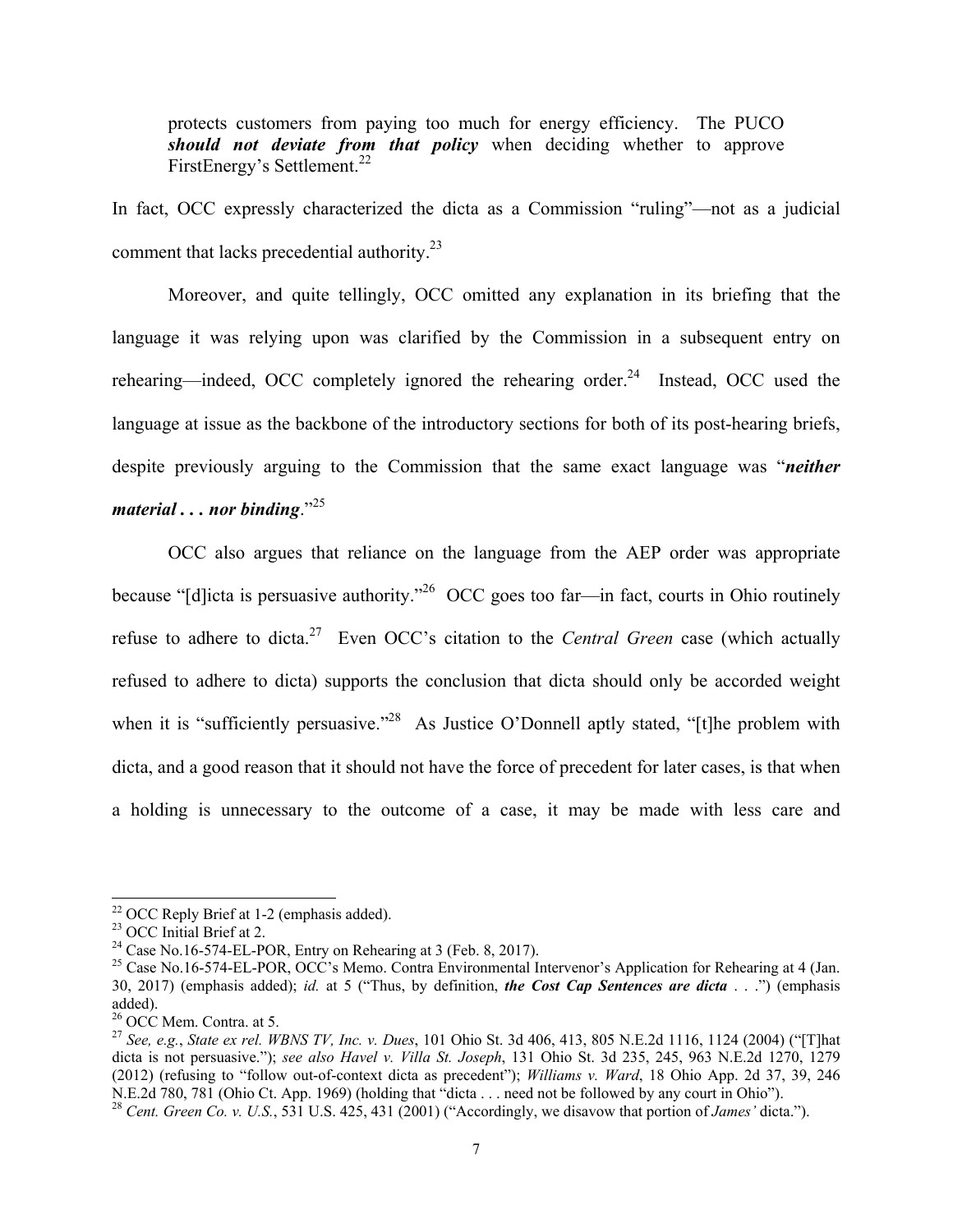> protects customers from paying too much for energy efficiency. The PUCO ***should not deviate from that policy*** when deciding whether to approve FirstEnergy's Settlement.[22]

In fact, OCC expressly characterized the dicta as a Commission "ruling"—not as a judicial comment that lacks precedential authority.[23]

Moreover, and quite tellingly, OCC omitted any explanation in its briefing that the language it was relying upon was clarified by the Commission in a subsequent entry on rehearing—indeed, OCC completely ignored the rehearing order.[24] Instead, OCC used the language at issue as the backbone of the introductory sections for both of its post-hearing briefs, despite previously arguing to the Commission that the same exact language was "***neither material . . . nor binding***."[25]

OCC also argues that reliance on the language from the AEP order was appropriate because "[d]icta is persuasive authority."[26] OCC goes too far—in fact, courts in Ohio routinely refuse to adhere to dicta.[27] Even OCC's citation to the *Central Green* case (which actually refused to adhere to dicta) supports the conclusion that dicta should only be accorded weight when it is "sufficiently persuasive."[28] As Justice O'Donnell aptly stated, "[t]he problem with dicta, and a good reason that it should not have the force of precedent for later cases, is that when a holding is unnecessary to the outcome of a case, it may be made with less care and

---

[22] OCC Reply Brief at 1-2 (emphasis added).

[23] OCC Initial Brief at 2.

[24] Case No.16-574-EL-POR, Entry on Rehearing at 3 (Feb. 8, 2017).

[25] Case No.16-574-EL-POR, OCC's Memo. Contra Environmental Intervenor's Application for Rehearing at 4 (Jan. 30, 2017) (emphasis added); *id.* at 5 ("Thus, by definition, ***the Cost Cap Sentences are dicta*** . . .") (emphasis added).

[26] OCC Mem. Contra. at 5.

[27] *See, e.g.*, *State ex rel. WBNS TV, Inc. v. Dues*, 101 Ohio St. 3d 406, 413, 805 N.E.2d 1116, 1124 (2004) ("[T]hat dicta is not persuasive."); *see also Havel v. Villa St. Joseph*, 131 Ohio St. 3d 235, 245, 963 N.E.2d 1270, 1279 (2012) (refusing to "follow out-of-context dicta as precedent"); *Williams v. Ward*, 18 Ohio App. 2d 37, 39, 246 N.E.2d 780, 781 (Ohio Ct. App. 1969) (holding that "dicta . . . need not be followed by any court in Ohio").

[28] *Cent. Green Co. v. U.S.*, 531 U.S. 425, 431 (2001) ("Accordingly, we disavow that portion of *James'* dicta.").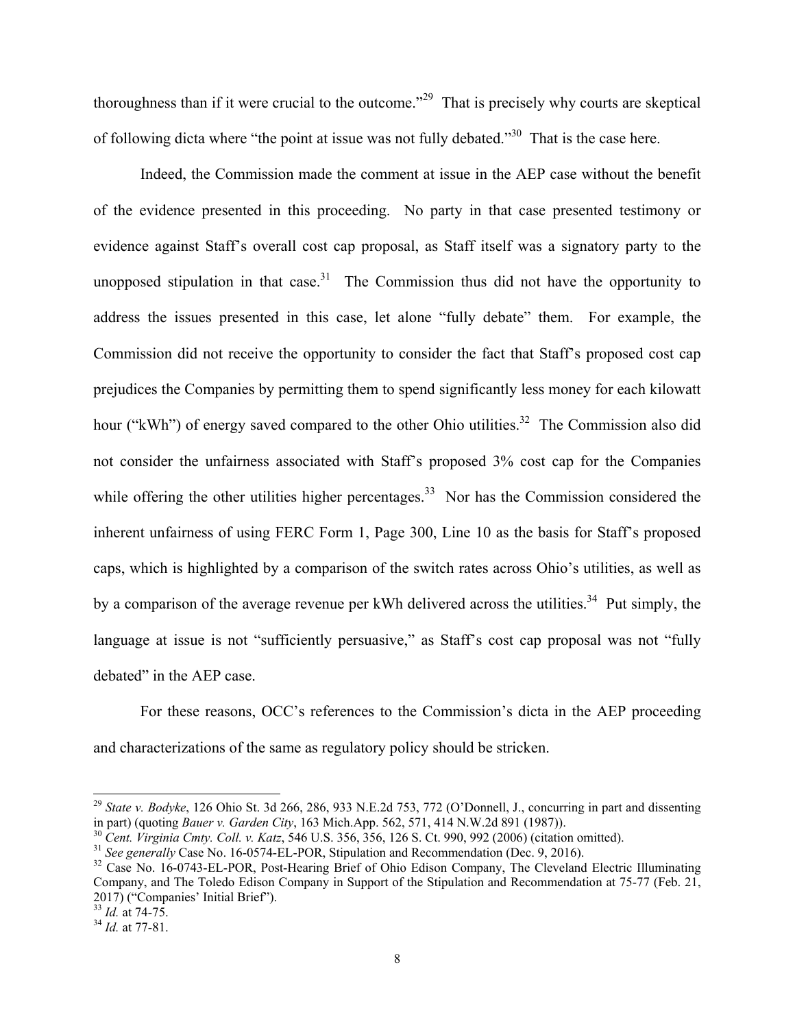thoroughness than if it were crucial to the outcome."[29] That is precisely why courts are skeptical of following dicta where "the point at issue was not fully debated."[30] That is the case here.

Indeed, the Commission made the comment at issue in the AEP case without the benefit of the evidence presented in this proceeding. No party in that case presented testimony or evidence against Staff's overall cost cap proposal, as Staff itself was a signatory party to the unopposed stipulation in that case.[31] The Commission thus did not have the opportunity to address the issues presented in this case, let alone "fully debate" them. For example, the Commission did not receive the opportunity to consider the fact that Staff's proposed cost cap prejudices the Companies by permitting them to spend significantly less money for each kilowatt hour ("kWh") of energy saved compared to the other Ohio utilities.[32] The Commission also did not consider the unfairness associated with Staff's proposed 3% cost cap for the Companies while offering the other utilities higher percentages.[33] Nor has the Commission considered the inherent unfairness of using FERC Form 1, Page 300, Line 10 as the basis for Staff's proposed caps, which is highlighted by a comparison of the switch rates across Ohio's utilities, as well as by a comparison of the average revenue per kWh delivered across the utilities.[34] Put simply, the language at issue is not "sufficiently persuasive," as Staff's cost cap proposal was not "fully debated" in the AEP case.

For these reasons, OCC's references to the Commission's dicta in the AEP proceeding and characterizations of the same as regulatory policy should be stricken.

---

[29] *State v. Bodyke*, 126 Ohio St. 3d 266, 286, 933 N.E.2d 753, 772 (O'Donnell, J., concurring in part and dissenting in part) (quoting *Bauer v. Garden City*, 163 Mich.App. 562, 571, 414 N.W.2d 891 (1987)).

[30] *Cent. Virginia Cmty. Coll. v. Katz*, 546 U.S. 356, 356, 126 S. Ct. 990, 992 (2006) (citation omitted).

[31] *See generally* Case No. 16-0574-EL-POR, Stipulation and Recommendation (Dec. 9, 2016).

[32] Case No. 16-0743-EL-POR, Post-Hearing Brief of Ohio Edison Company, The Cleveland Electric Illuminating Company, and The Toledo Edison Company in Support of the Stipulation and Recommendation at 75-77 (Feb. 21, 2017) ("Companies' Initial Brief").

[33] *Id.* at 74-75.

[34] *Id.* at 77-81.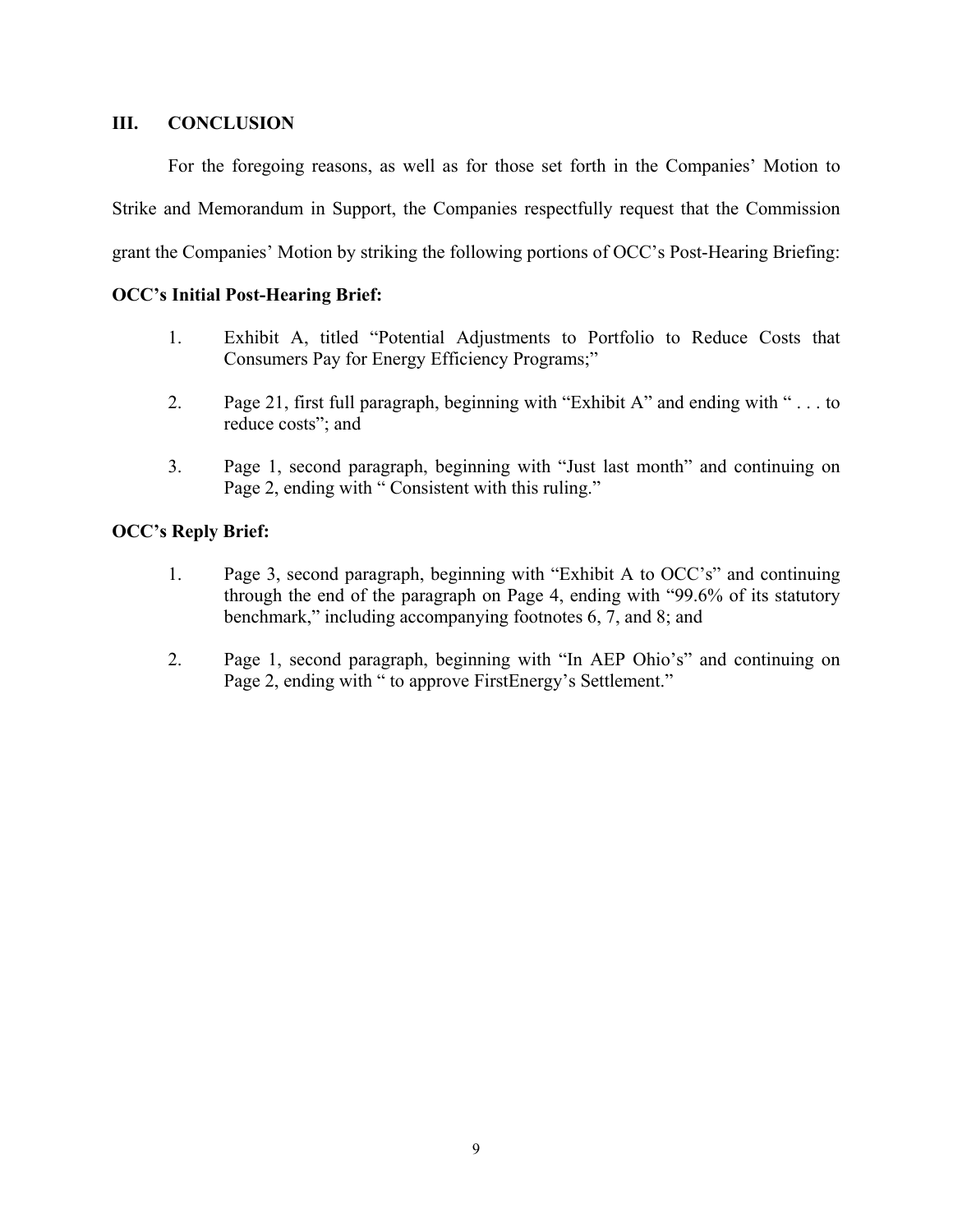## III. CONCLUSION

For the foregoing reasons, as well as for those set forth in the Companies' Motion to Strike and Memorandum in Support, the Companies respectfully request that the Commission grant the Companies' Motion by striking the following portions of OCC's Post-Hearing Briefing:

**OCC's Initial Post-Hearing Brief:**

1. Exhibit A, titled "Potential Adjustments to Portfolio to Reduce Costs that Consumers Pay for Energy Efficiency Programs;"

2. Page 21, first full paragraph, beginning with "Exhibit A" and ending with " . . . to reduce costs"; and

3. Page 1, second paragraph, beginning with "Just last month" and continuing on Page 2, ending with " Consistent with this ruling."

**OCC's Reply Brief:**

1. Page 3, second paragraph, beginning with "Exhibit A to OCC's" and continuing through the end of the paragraph on Page 4, ending with "99.6% of its statutory benchmark," including accompanying footnotes 6, 7, and 8; and

2. Page 1, second paragraph, beginning with "In AEP Ohio's" and continuing on Page 2, ending with " to approve FirstEnergy's Settlement."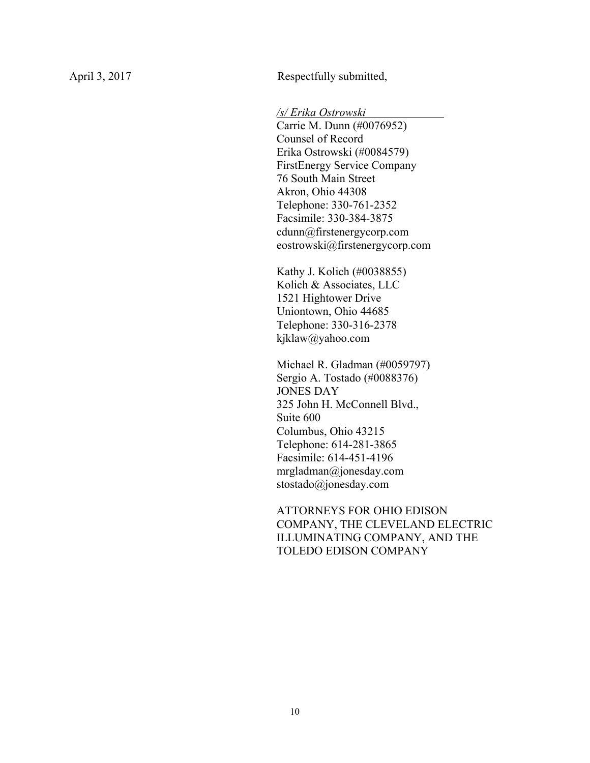April 3, 2017

Respectfully submitted,

*/s/ Erika Ostrowski*
Carrie M. Dunn (#0076952)
Counsel of Record
Erika Ostrowski (#0084579)
FirstEnergy Service Company
76 South Main Street
Akron, Ohio 44308
Telephone: 330-761-2352
Facsimile: 330-384-3875
cdunn@firstenergycorp.com
eostrowski@firstenergycorp.com

Kathy J. Kolich (#0038855)
Kolich & Associates, LLC
1521 Hightower Drive
Uniontown, Ohio 44685
Telephone: 330-316-2378
kjklaw@yahoo.com

Michael R. Gladman (#0059797)
Sergio A. Tostado (#0088376)
JONES DAY
325 John H. McConnell Blvd.,
Suite 600
Columbus, Ohio 43215
Telephone: 614-281-3865
Facsimile: 614-451-4196
mrgladman@jonesday.com
stostado@jonesday.com

ATTORNEYS FOR OHIO EDISON COMPANY, THE CLEVELAND ELECTRIC ILLUMINATING COMPANY, AND THE TOLEDO EDISON COMPANY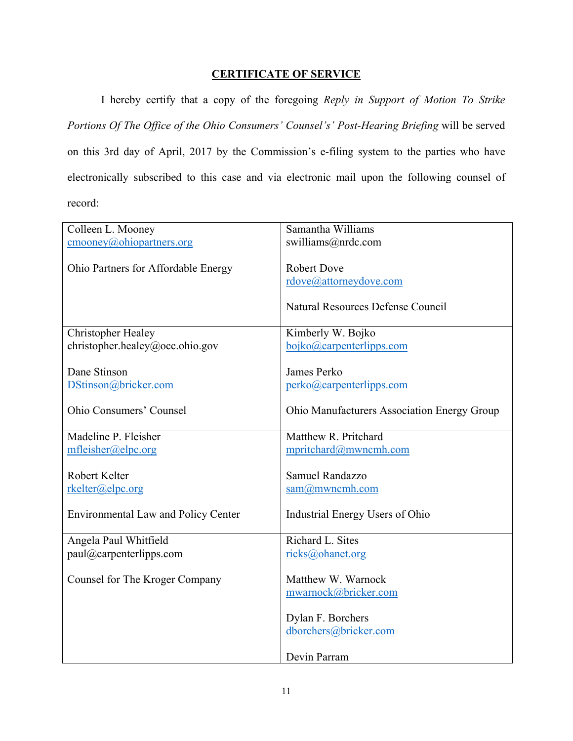## CERTIFICATE OF SERVICE

I hereby certify that a copy of the foregoing *Reply in Support of Motion To Strike Portions Of The Office of the Ohio Consumers' Counsel's' Post-Hearing Briefing* will be served on this 3rd day of April, 2017 by the Commission's e-filing system to the parties who have electronically subscribed to this case and via electronic mail upon the following counsel of record:

| | |
|---|---|
| Colleen L. Mooney<br>cmooney@ohiopartners.org<br><br>Ohio Partners for Affordable Energy | Samantha Williams<br>swilliams@nrdc.com<br><br>Robert Dove<br>rdove@attorneydove.com<br><br>Natural Resources Defense Council |
| Christopher Healey<br>christopher.healey@occ.ohio.gov<br><br>Dane Stinson<br>DStinson@bricker.com<br><br>Ohio Consumers' Counsel | Kimberly W. Bojko<br>bojko@carpenterlipps.com<br><br>James Perko<br>perko@carpenterlipps.com<br><br>Ohio Manufacturers Association Energy Group |
| Madeline P. Fleisher<br>mfleisher@elpc.org<br><br>Robert Kelter<br>rkelter@elpc.org<br><br>Environmental Law and Policy Center | Matthew R. Pritchard<br>mpritchard@mwncmh.com<br><br>Samuel Randazzo<br>sam@mwncmh.com<br><br>Industrial Energy Users of Ohio |
| Angela Paul Whitfield<br>paul@carpenterlipps.com<br><br>Counsel for The Kroger Company | Richard L. Sites<br>ricks@ohanet.org<br><br>Matthew W. Warnock<br>mwarnock@bricker.com<br><br>Dylan F. Borchers<br>dborchers@bricker.com<br><br>Devin Parram |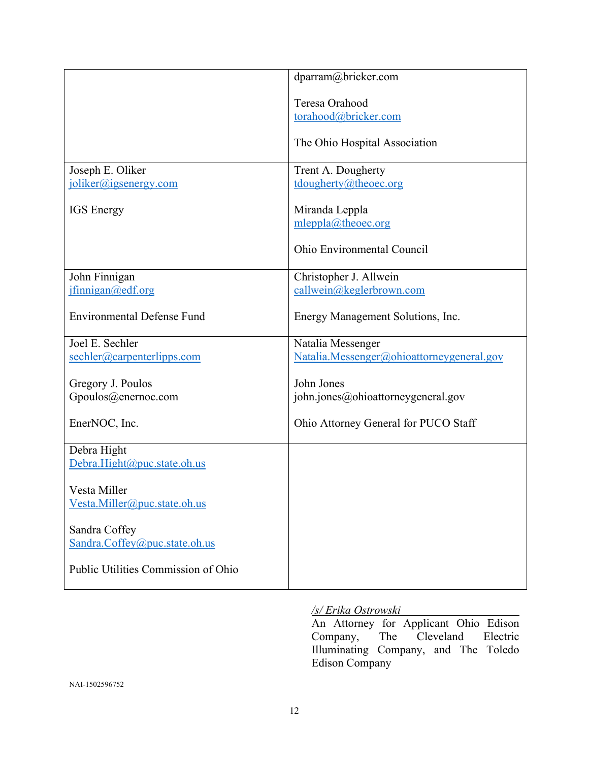| | |
|---|---|
| | dparram@bricker.com<br><br>Teresa Orahood<br>torahood@bricker.com<br><br>The Ohio Hospital Association |
| Joseph E. Oliker<br>joliker@igsenergy.com<br><br>IGS Energy | Trent A. Dougherty<br>tdougherty@theoec.org<br><br>Miranda Leppla<br>mleppla@theoec.org<br><br>Ohio Environmental Council |
| John Finnigan<br>jfinnigan@edf.org<br><br>Environmental Defense Fund | Christopher J. Allwein<br>callwein@keglerbrown.com<br><br>Energy Management Solutions, Inc. |
| Joel E. Sechler<br>sechler@carpenterlipps.com<br><br>Gregory J. Poulos<br>Gpoulos@enernoc.com<br><br>EnerNOC, Inc. | Natalia Messenger<br>Natalia.Messenger@ohioattorneygeneral.gov<br><br>John Jones<br>john.jones@ohioattorneygeneral.gov<br><br>Ohio Attorney General for PUCO Staff |
| Debra Hight<br>Debra.Hight@puc.state.oh.us<br><br>Vesta Miller<br>Vesta.Miller@puc.state.oh.us<br><br>Sandra Coffey<br>Sandra.Coffey@puc.state.oh.us<br><br>Public Utilities Commission of Ohio | |

*/s/ Erika Ostrowski*

An Attorney for Applicant Ohio Edison Company, The Cleveland Electric Illuminating Company, and The Toledo Edison Company

NAI-1502596752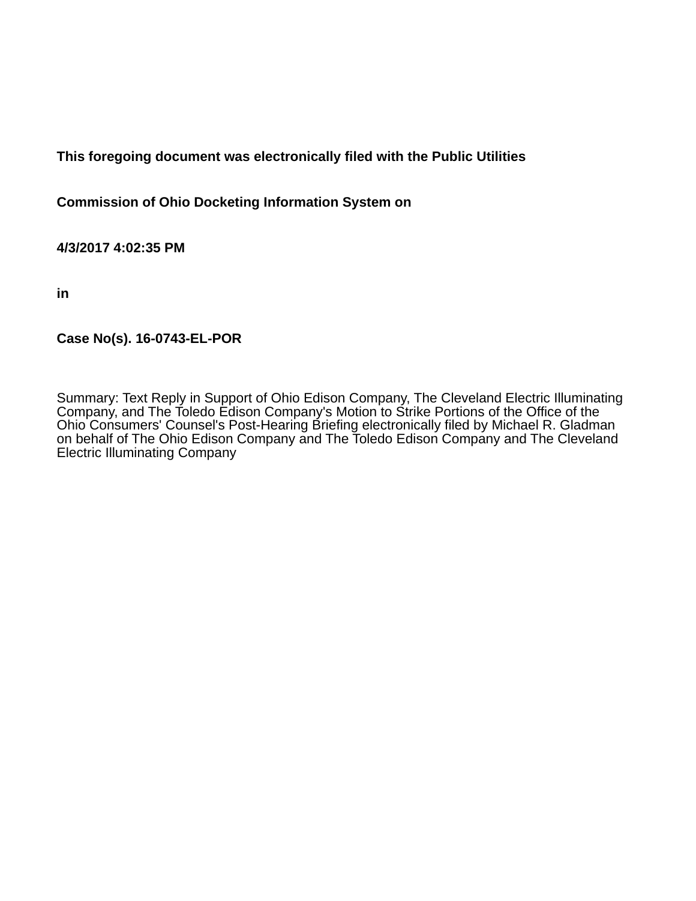**This foregoing document was electronically filed with the Public Utilities**

**Commission of Ohio Docketing Information System on**

**4/3/2017 4:02:35 PM**

**in**

**Case No(s). 16-0743-EL-POR**

Summary: Text Reply in Support of Ohio Edison Company, The Cleveland Electric Illuminating Company, and The Toledo Edison Company's Motion to Strike Portions of the Office of the Ohio Consumers' Counsel's Post-Hearing Briefing electronically filed by Michael R. Gladman on behalf of The Ohio Edison Company and The Toledo Edison Company and The Cleveland Electric Illuminating Company